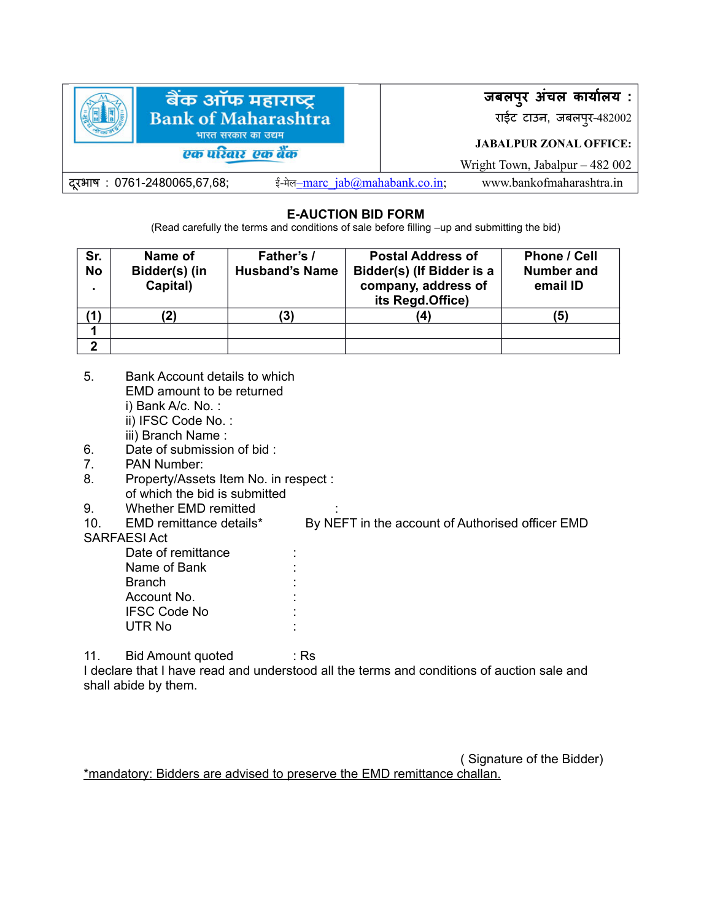| बैंक ऑफ महाराष्ट्र<br>Bank of Maharashtra<br>भारत सरकार का उद्यम<br>एक परिवार एक बैंक | जबलपुर अंचल कार्यालय :<br>राईट टाउन, जबलपुर-482002<br><br>**JABALPUR ZONAL OFFICE:**<br>Wright Town, Jabalpur – 482 002 |
|---|---|

दूरभाष : 0761-2480065,67,68; ई-मेल–marc_jab@mahabank.co.in; www.bankofmaharashtra.in

## E-AUCTION BID FORM

(Read carefully the terms and conditions of sale before filling –up and submitting the bid)

| Sr. No. | Name of Bidder(s) (in Capital) | Father's / Husband's Name | Postal Address of Bidder(s) (If Bidder is a company, address of its Regd.Office) | Phone / Cell Number and email ID |
|---|---|---|---|---|
| (1) | (2) | (3) | (4) | (5) |
| 1 | | | | |
| 2 | | | | |

5. Bank Account details to which EMD amount to be returned
   i) Bank A/c. No. :
   ii) IFSC Code No. :
   iii) Branch Name :
6. Date of submission of bid :
7. PAN Number:
8. Property/Assets Item No. in respect of which the bid is submitted :
9. Whether EMD remitted :
10. EMD remittance details* By NEFT in the account of Authorised officer EMD SARFAESI Act

    Date of remittance :
    Name of Bank :
    Branch :
    Account No. :
    IFSC Code No :
    UTR No :

11. Bid Amount quoted : Rs

I declare that I have read and understood all the terms and conditions of auction sale and shall abide by them.

( Signature of the Bidder)

*mandatory: Bidders are advised to preserve the EMD remittance challan.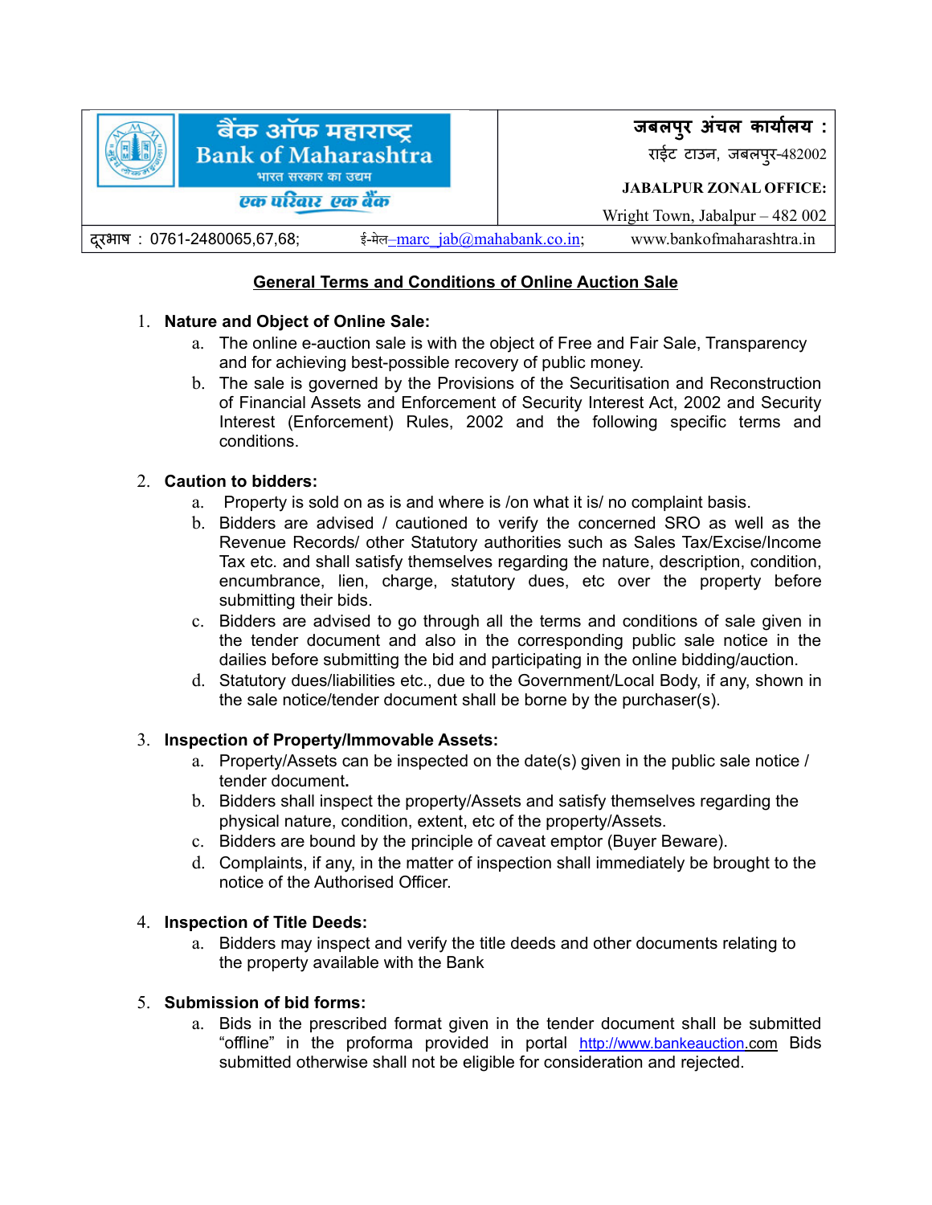| बैंक ऑफ महाराष्ट्र Bank of Maharashtra भारत सरकार का उद्यम एक परिवार एक बैंक | जबलपुर अंचल कार्यालय : राईट टाउन, जबलपुर-482002 **JABALPUR ZONAL OFFICE:** Wright Town, Jabalpur – 482 002 |
|---|---|
| दूरभाष : 0761-2480065,67,68; ई-मेल–marc_jab@mahabank.co.in; | www.bankofmaharashtra.in |

## General Terms and Conditions of Online Auction Sale

1. **Nature and Object of Online Sale:**
   a. The online e-auction sale is with the object of Free and Fair Sale, Transparency and for achieving best-possible recovery of public money.
   b. The sale is governed by the Provisions of the Securitisation and Reconstruction of Financial Assets and Enforcement of Security Interest Act, 2002 and Security Interest (Enforcement) Rules, 2002 and the following specific terms and conditions.

2. **Caution to bidders:**
   a. Property is sold on as is and where is /on what it is/ no complaint basis.
   b. Bidders are advised / cautioned to verify the concerned SRO as well as the Revenue Records/ other Statutory authorities such as Sales Tax/Excise/Income Tax etc. and shall satisfy themselves regarding the nature, description, condition, encumbrance, lien, charge, statutory dues, etc over the property before submitting their bids.
   c. Bidders are advised to go through all the terms and conditions of sale given in the tender document and also in the corresponding public sale notice in the dailies before submitting the bid and participating in the online bidding/auction.
   d. Statutory dues/liabilities etc., due to the Government/Local Body, if any, shown in the sale notice/tender document shall be borne by the purchaser(s).

3. **Inspection of Property/Immovable Assets:**
   a. Property/Assets can be inspected on the date(s) given in the public sale notice / tender document.
   b. Bidders shall inspect the property/Assets and satisfy themselves regarding the physical nature, condition, extent, etc of the property/Assets.
   c. Bidders are bound by the principle of caveat emptor (Buyer Beware).
   d. Complaints, if any, in the matter of inspection shall immediately be brought to the notice of the Authorised Officer.

4. **Inspection of Title Deeds:**
   a. Bidders may inspect and verify the title deeds and other documents relating to the property available with the Bank

5. **Submission of bid forms:**
   a. Bids in the prescribed format given in the tender document shall be submitted "offline" in the proforma provided in portal http://www.bankeauction.com Bids submitted otherwise shall not be eligible for consideration and rejected.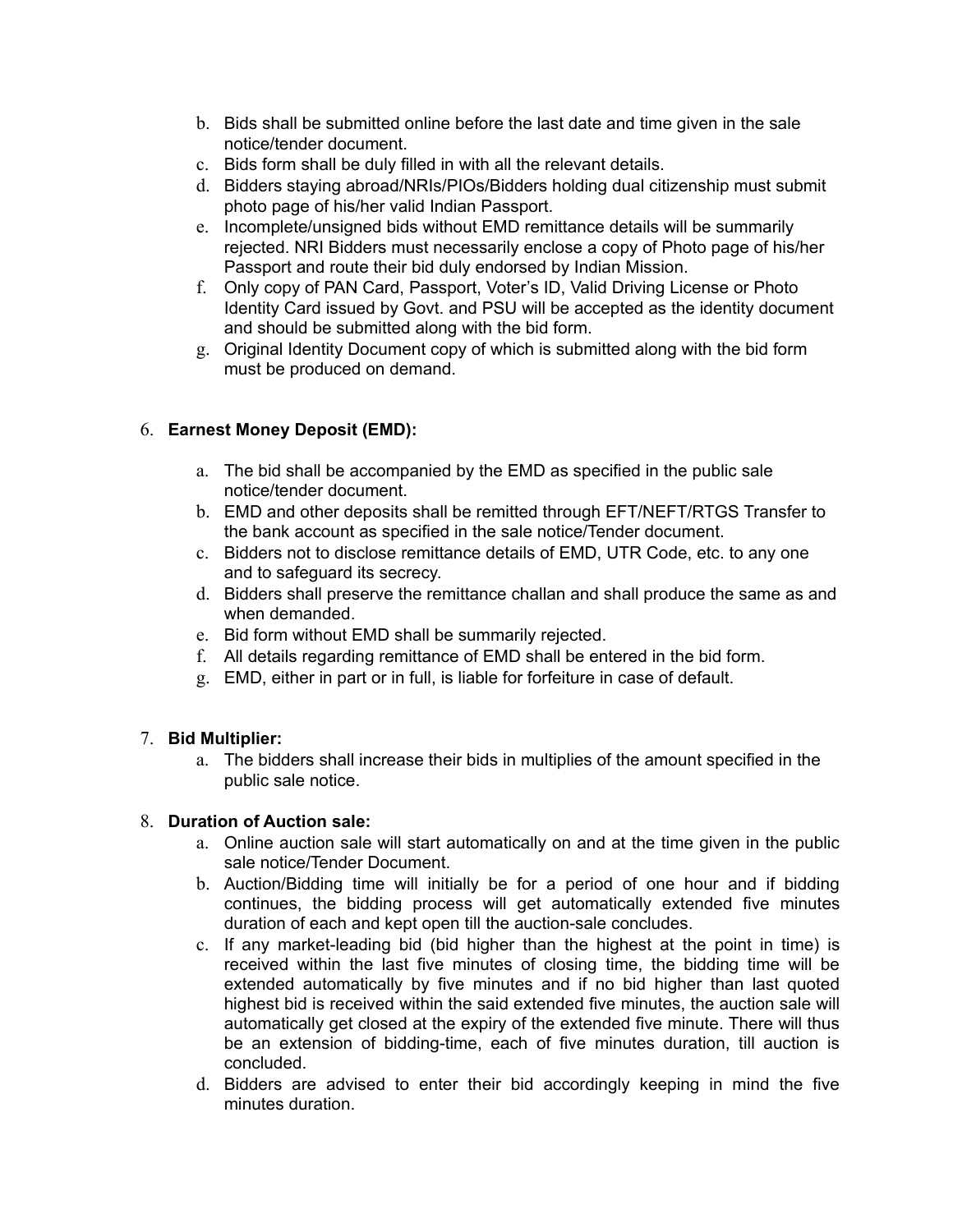b. Bids shall be submitted online before the last date and time given in the sale notice/tender document.
c. Bids form shall be duly filled in with all the relevant details.
d. Bidders staying abroad/NRIs/PIOs/Bidders holding dual citizenship must submit photo page of his/her valid Indian Passport.
e. Incomplete/unsigned bids without EMD remittance details will be summarily rejected. NRI Bidders must necessarily enclose a copy of Photo page of his/her Passport and route their bid duly endorsed by Indian Mission.
f. Only copy of PAN Card, Passport, Voter's ID, Valid Driving License or Photo Identity Card issued by Govt. and PSU will be accepted as the identity document and should be submitted along with the bid form.
g. Original Identity Document copy of which is submitted along with the bid form must be produced on demand.

6. **Earnest Money Deposit (EMD):**

    a. The bid shall be accompanied by the EMD as specified in the public sale notice/tender document.
    b. EMD and other deposits shall be remitted through EFT/NEFT/RTGS Transfer to the bank account as specified in the sale notice/Tender document.
    c. Bidders not to disclose remittance details of EMD, UTR Code, etc. to any one and to safeguard its secrecy.
    d. Bidders shall preserve the remittance challan and shall produce the same as and when demanded.
    e. Bid form without EMD shall be summarily rejected.
    f. All details regarding remittance of EMD shall be entered in the bid form.
    g. EMD, either in part or in full, is liable for forfeiture in case of default.

7. **Bid Multiplier:**
    a. The bidders shall increase their bids in multiplies of the amount specified in the public sale notice.

8. **Duration of Auction sale:**
    a. Online auction sale will start automatically on and at the time given in the public sale notice/Tender Document.
    b. Auction/Bidding time will initially be for a period of one hour and if bidding continues, the bidding process will get automatically extended five minutes duration of each and kept open till the auction-sale concludes.
    c. If any market-leading bid (bid higher than the highest at the point in time) is received within the last five minutes of closing time, the bidding time will be extended automatically by five minutes and if no bid higher than last quoted highest bid is received within the said extended five minutes, the auction sale will automatically get closed at the expiry of the extended five minute. There will thus be an extension of bidding-time, each of five minutes duration, till auction is concluded.
    d. Bidders are advised to enter their bid accordingly keeping in mind the five minutes duration.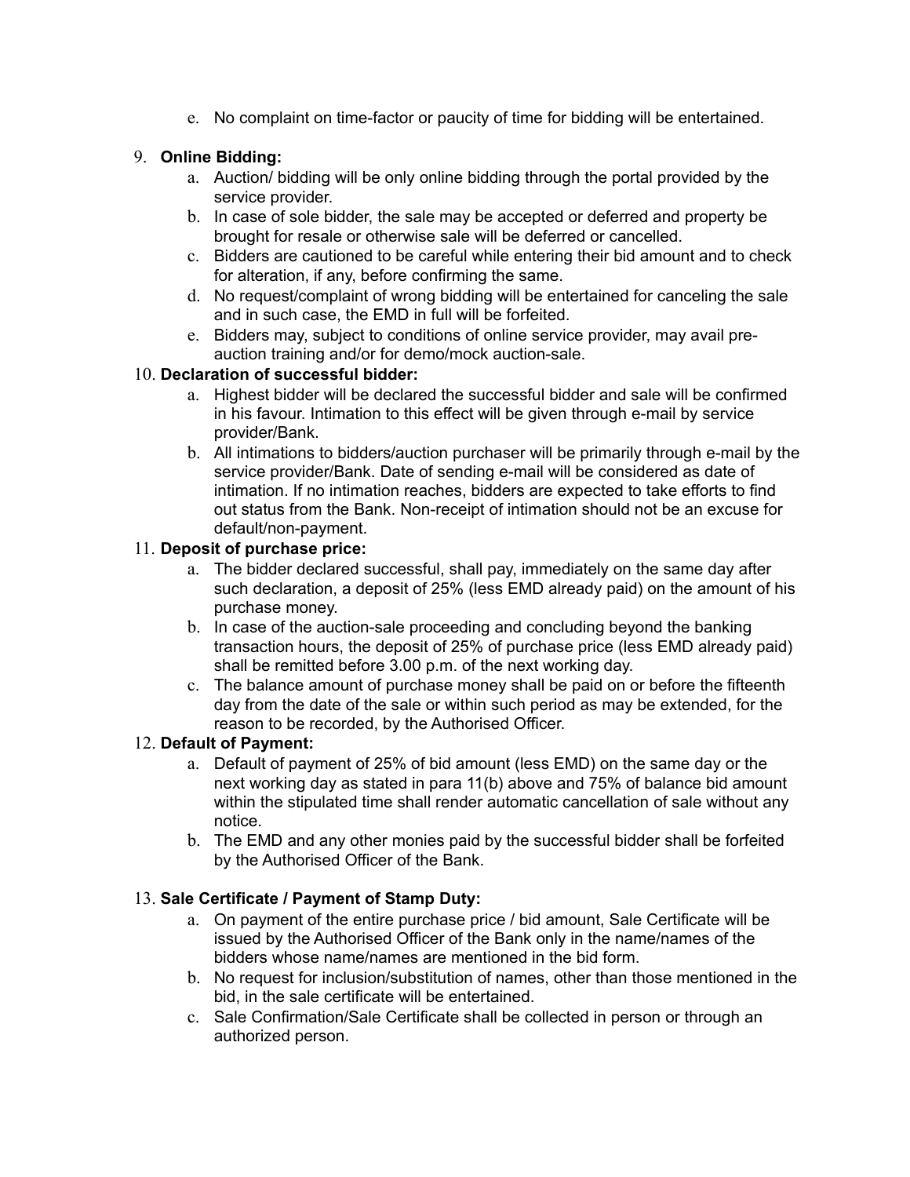e. No complaint on time-factor or paucity of time for bidding will be entertained.

9. **Online Bidding:**
   a. Auction/ bidding will be only online bidding through the portal provided by the service provider.
   b. In case of sole bidder, the sale may be accepted or deferred and property be brought for resale or otherwise sale will be deferred or cancelled.
   c. Bidders are cautioned to be careful while entering their bid amount and to check for alteration, if any, before confirming the same.
   d. No request/complaint of wrong bidding will be entertained for canceling the sale and in such case, the EMD in full will be forfeited.
   e. Bidders may, subject to conditions of online service provider, may avail pre-auction training and/or for demo/mock auction-sale.

10. **Declaration of successful bidder:**
    a. Highest bidder will be declared the successful bidder and sale will be confirmed in his favour. Intimation to this effect will be given through e-mail by service provider/Bank.
    b. All intimations to bidders/auction purchaser will be primarily through e-mail by the service provider/Bank. Date of sending e-mail will be considered as date of intimation. If no intimation reaches, bidders are expected to take efforts to find out status from the Bank. Non-receipt of intimation should not be an excuse for default/non-payment.

11. **Deposit of purchase price:**
    a. The bidder declared successful, shall pay, immediately on the same day after such declaration, a deposit of 25% (less EMD already paid) on the amount of his purchase money.
    b. In case of the auction-sale proceeding and concluding beyond the banking transaction hours, the deposit of 25% of purchase price (less EMD already paid) shall be remitted before 3.00 p.m. of the next working day.
    c. The balance amount of purchase money shall be paid on or before the fifteenth day from the date of the sale or within such period as may be extended, for the reason to be recorded, by the Authorised Officer.

12. **Default of Payment:**
    a. Default of payment of 25% of bid amount (less EMD) on the same day or the next working day as stated in para 11(b) above and 75% of balance bid amount within the stipulated time shall render automatic cancellation of sale without any notice.
    b. The EMD and any other monies paid by the successful bidder shall be forfeited by the Authorised Officer of the Bank.

13. **Sale Certificate / Payment of Stamp Duty:**
    a. On payment of the entire purchase price / bid amount, Sale Certificate will be issued by the Authorised Officer of the Bank only in the name/names of the bidders whose name/names are mentioned in the bid form.
    b. No request for inclusion/substitution of names, other than those mentioned in the bid, in the sale certificate will be entertained.
    c. Sale Confirmation/Sale Certificate shall be collected in person or through an authorized person.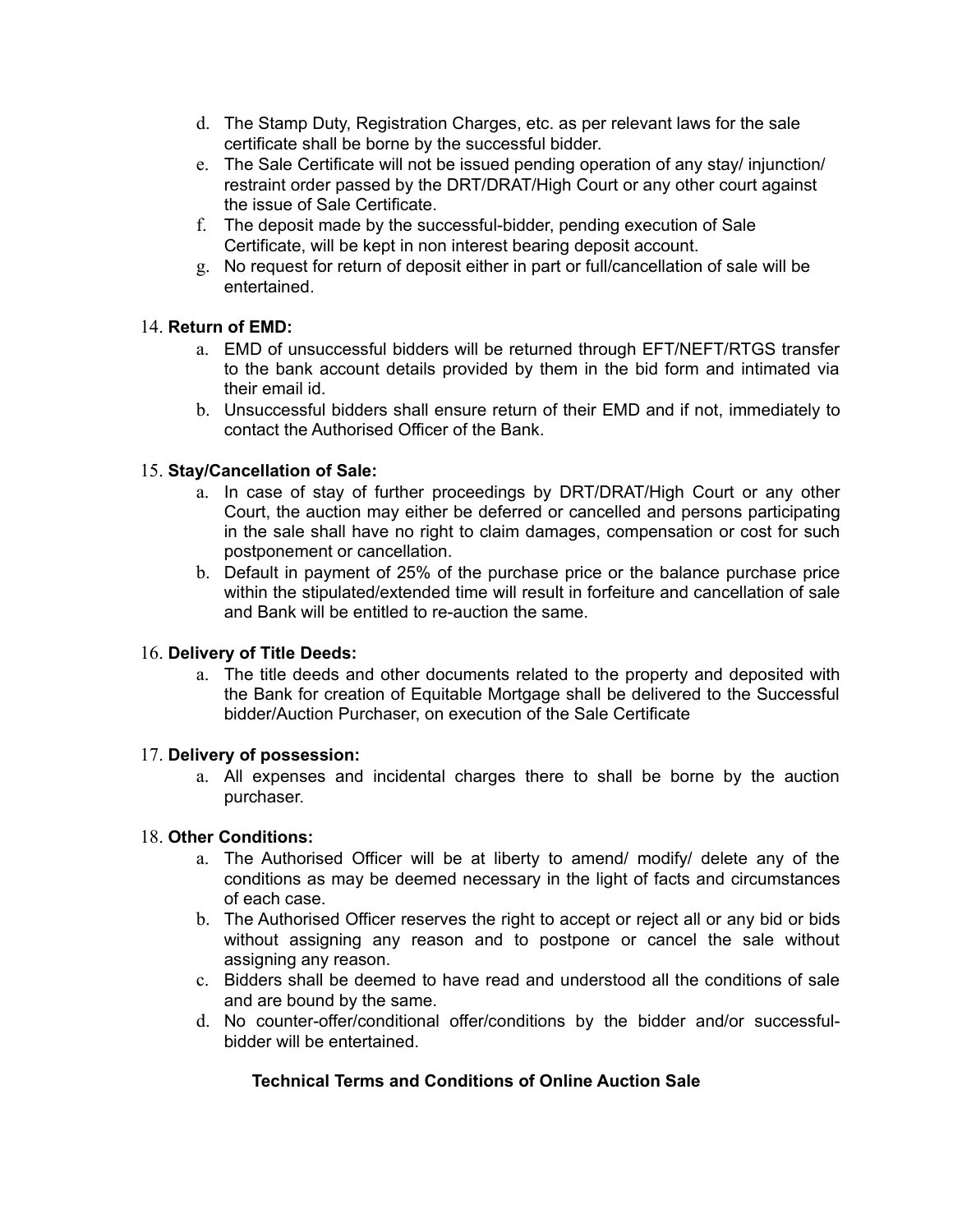d. The Stamp Duty, Registration Charges, etc. as per relevant laws for the sale certificate shall be borne by the successful bidder.
e. The Sale Certificate will not be issued pending operation of any stay/ injunction/ restraint order passed by the DRT/DRAT/High Court or any other court against the issue of Sale Certificate.
f. The deposit made by the successful-bidder, pending execution of Sale Certificate, will be kept in non interest bearing deposit account.
g. No request for return of deposit either in part or full/cancellation of sale will be entertained.

14. **Return of EMD:**
    a. EMD of unsuccessful bidders will be returned through EFT/NEFT/RTGS transfer to the bank account details provided by them in the bid form and intimated via their email id.
    b. Unsuccessful bidders shall ensure return of their EMD and if not, immediately to contact the Authorised Officer of the Bank.

15. **Stay/Cancellation of Sale:**
    a. In case of stay of further proceedings by DRT/DRAT/High Court or any other Court, the auction may either be deferred or cancelled and persons participating in the sale shall have no right to claim damages, compensation or cost for such postponement or cancellation.
    b. Default in payment of 25% of the purchase price or the balance purchase price within the stipulated/extended time will result in forfeiture and cancellation of sale and Bank will be entitled to re-auction the same.

16. **Delivery of Title Deeds:**
    a. The title deeds and other documents related to the property and deposited with the Bank for creation of Equitable Mortgage shall be delivered to the Successful bidder/Auction Purchaser, on execution of the Sale Certificate

17. **Delivery of possession:**
    a. All expenses and incidental charges there to shall be borne by the auction purchaser.

18. **Other Conditions:**
    a. The Authorised Officer will be at liberty to amend/ modify/ delete any of the conditions as may be deemed necessary in the light of facts and circumstances of each case.
    b. The Authorised Officer reserves the right to accept or reject all or any bid or bids without assigning any reason and to postpone or cancel the sale without assigning any reason.
    c. Bidders shall be deemed to have read and understood all the conditions of sale and are bound by the same.
    d. No counter-offer/conditional offer/conditions by the bidder and/or successful-bidder will be entertained.

## Technical Terms and Conditions of Online Auction Sale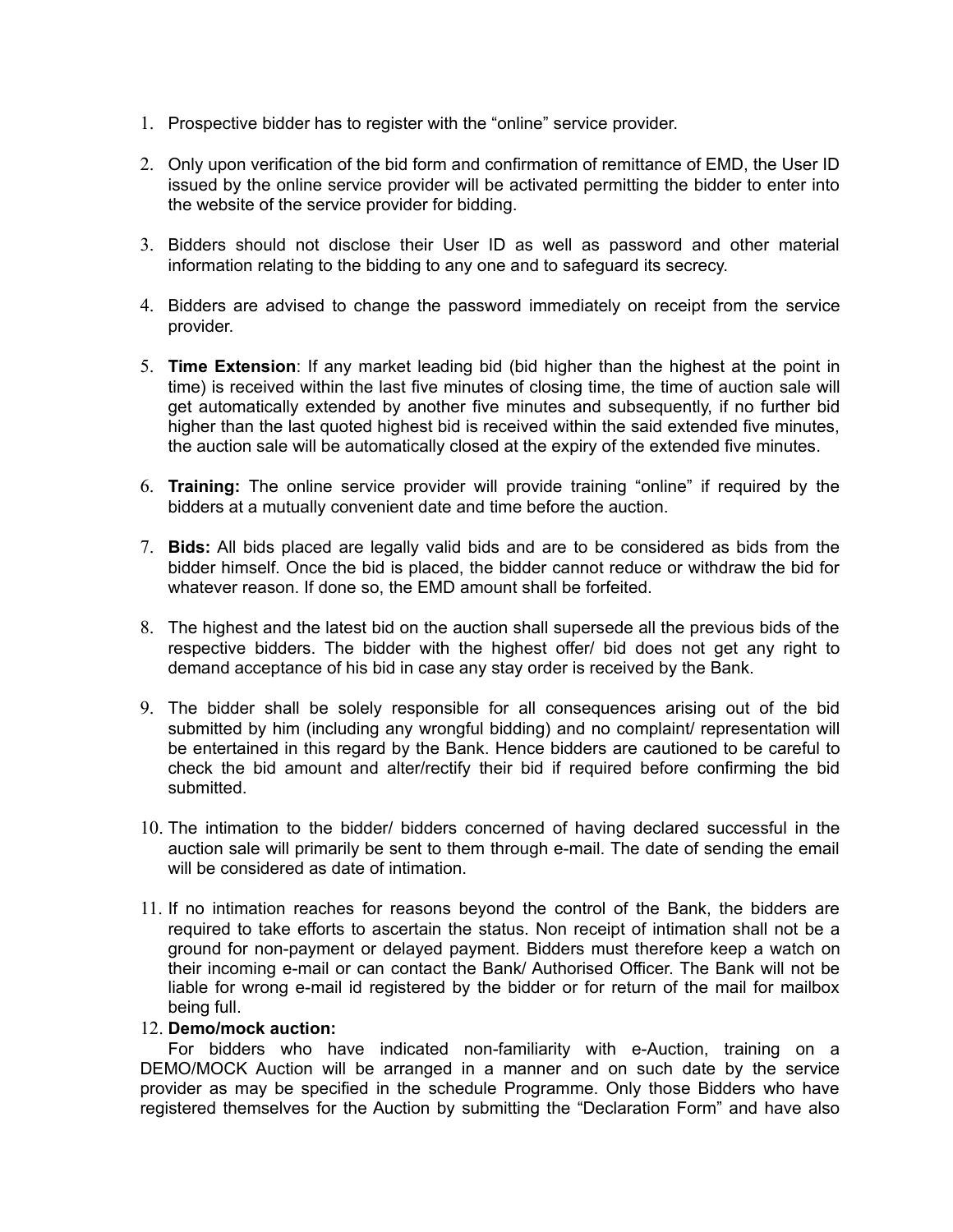1. Prospective bidder has to register with the “online” service provider.

2. Only upon verification of the bid form and confirmation of remittance of EMD, the User ID issued by the online service provider will be activated permitting the bidder to enter into the website of the service provider for bidding.

3. Bidders should not disclose their User ID as well as password and other material information relating to the bidding to any one and to safeguard its secrecy.

4. Bidders are advised to change the password immediately on receipt from the service provider.

5. **Time Extension**: If any market leading bid (bid higher than the highest at the point in time) is received within the last five minutes of closing time, the time of auction sale will get automatically extended by another five minutes and subsequently, if no further bid higher than the last quoted highest bid is received within the said extended five minutes, the auction sale will be automatically closed at the expiry of the extended five minutes.

6. **Training:** The online service provider will provide training “online” if required by the bidders at a mutually convenient date and time before the auction.

7. **Bids:** All bids placed are legally valid bids and are to be considered as bids from the bidder himself. Once the bid is placed, the bidder cannot reduce or withdraw the bid for whatever reason. If done so, the EMD amount shall be forfeited.

8. The highest and the latest bid on the auction shall supersede all the previous bids of the respective bidders. The bidder with the highest offer/ bid does not get any right to demand acceptance of his bid in case any stay order is received by the Bank.

9. The bidder shall be solely responsible for all consequences arising out of the bid submitted by him (including any wrongful bidding) and no complaint/ representation will be entertained in this regard by the Bank. Hence bidders are cautioned to be careful to check the bid amount and alter/rectify their bid if required before confirming the bid submitted.

10. The intimation to the bidder/ bidders concerned of having declared successful in the auction sale will primarily be sent to them through e-mail. The date of sending the email will be considered as date of intimation.

11. If no intimation reaches for reasons beyond the control of the Bank, the bidders are required to take efforts to ascertain the status. Non receipt of intimation shall not be a ground for non-payment or delayed payment. Bidders must therefore keep a watch on their incoming e-mail or can contact the Bank/ Authorised Officer. The Bank will not be liable for wrong e-mail id registered by the bidder or for return of the mail for mailbox being full.

12. **Demo/mock auction:**

For bidders who have indicated non-familiarity with e-Auction, training on a DEMO/MOCK Auction will be arranged in a manner and on such date by the service provider as may be specified in the schedule Programme. Only those Bidders who have registered themselves for the Auction by submitting the “Declaration Form” and have also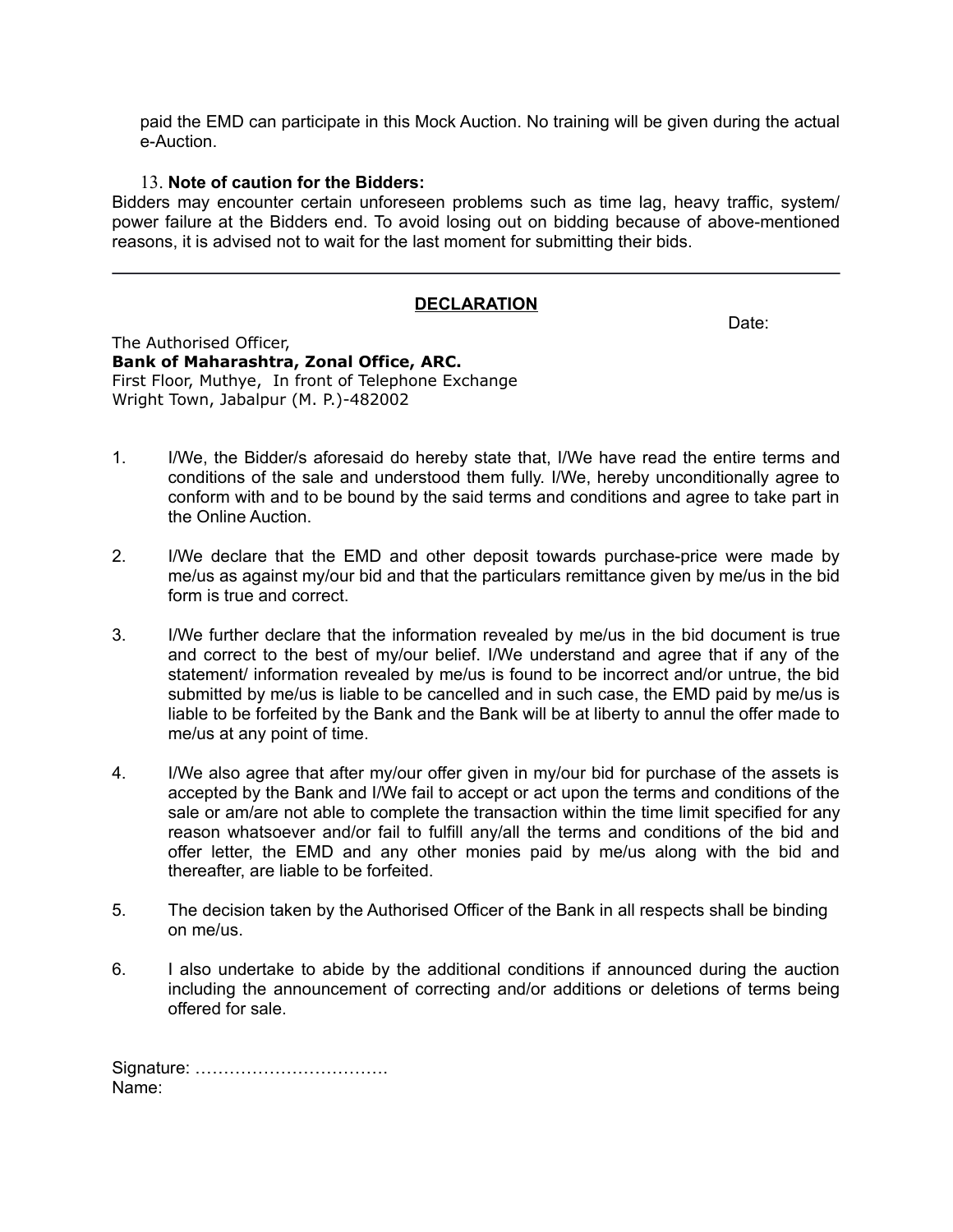paid the EMD can participate in this Mock Auction. No training will be given during the actual e-Auction.

13. **Note of caution for the Bidders:**

Bidders may encounter certain unforeseen problems such as time lag, heavy traffic, system/ power failure at the Bidders end. To avoid losing out on bidding because of above-mentioned reasons, it is advised not to wait for the last moment for submitting their bids.

---

## DECLARATION

Date:

The Authorised Officer,
**Bank of Maharashtra, Zonal Office, ARC.**
First Floor, Muthye, In front of Telephone Exchange
Wright Town, Jabalpur (M. P.)-482002

1. I/We, the Bidder/s aforesaid do hereby state that, I/We have read the entire terms and conditions of the sale and understood them fully. I/We, hereby unconditionally agree to conform with and to be bound by the said terms and conditions and agree to take part in the Online Auction.

2. I/We declare that the EMD and other deposit towards purchase-price were made by me/us as against my/our bid and that the particulars remittance given by me/us in the bid form is true and correct.

3. I/We further declare that the information revealed by me/us in the bid document is true and correct to the best of my/our belief. I/We understand and agree that if any of the statement/ information revealed by me/us is found to be incorrect and/or untrue, the bid submitted by me/us is liable to be cancelled and in such case, the EMD paid by me/us is liable to be forfeited by the Bank and the Bank will be at liberty to annul the offer made to me/us at any point of time.

4. I/We also agree that after my/our offer given in my/our bid for purchase of the assets is accepted by the Bank and I/We fail to accept or act upon the terms and conditions of the sale or am/are not able to complete the transaction within the time limit specified for any reason whatsoever and/or fail to fulfill any/all the terms and conditions of the bid and offer letter, the EMD and any other monies paid by me/us along with the bid and thereafter, are liable to be forfeited.

5. The decision taken by the Authorised Officer of the Bank in all respects shall be binding on me/us.

6. I also undertake to abide by the additional conditions if announced during the auction including the announcement of correcting and/or additions or deletions of terms being offered for sale.

Signature: …………………………….
Name: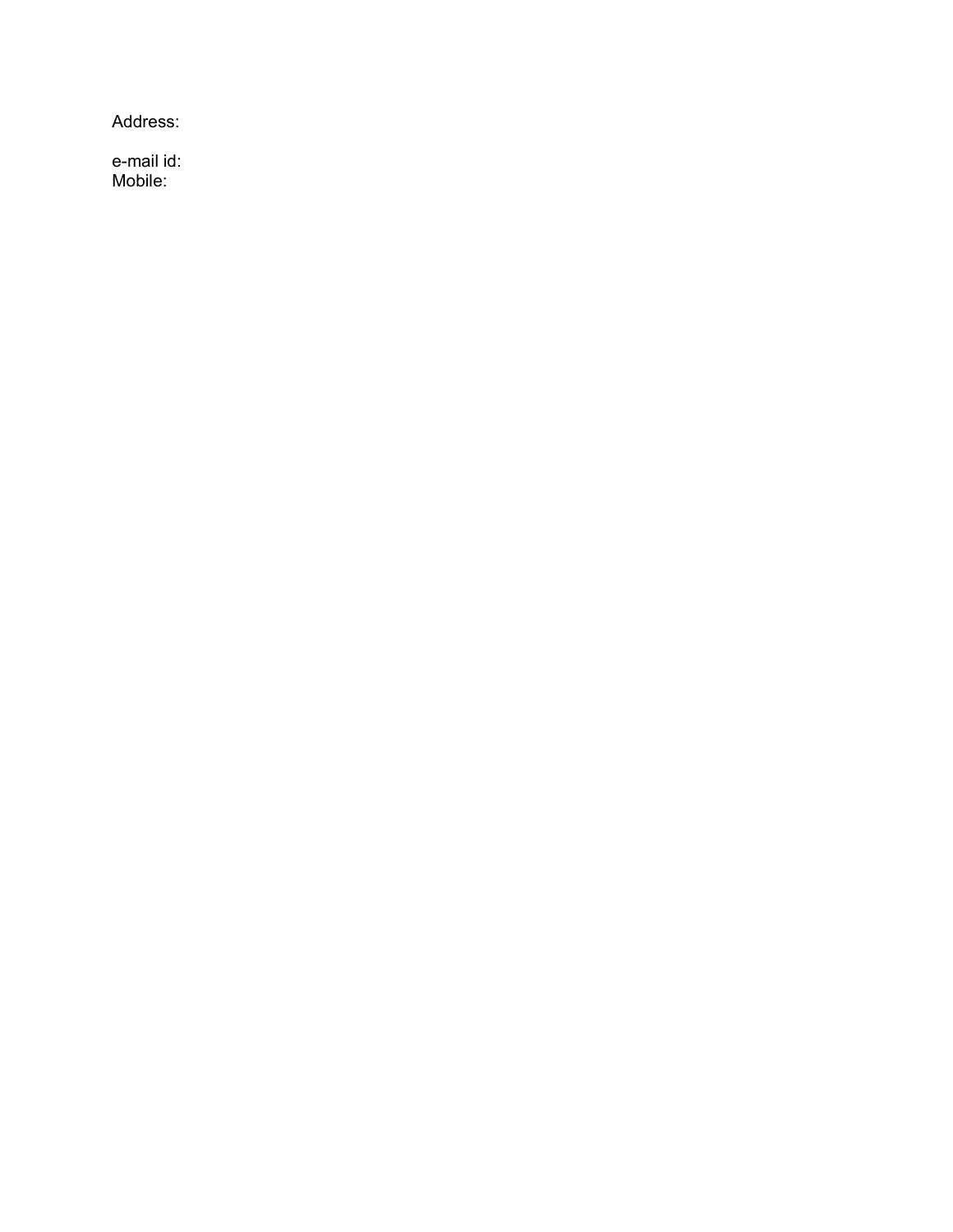Address:

e-mail id:
Mobile: